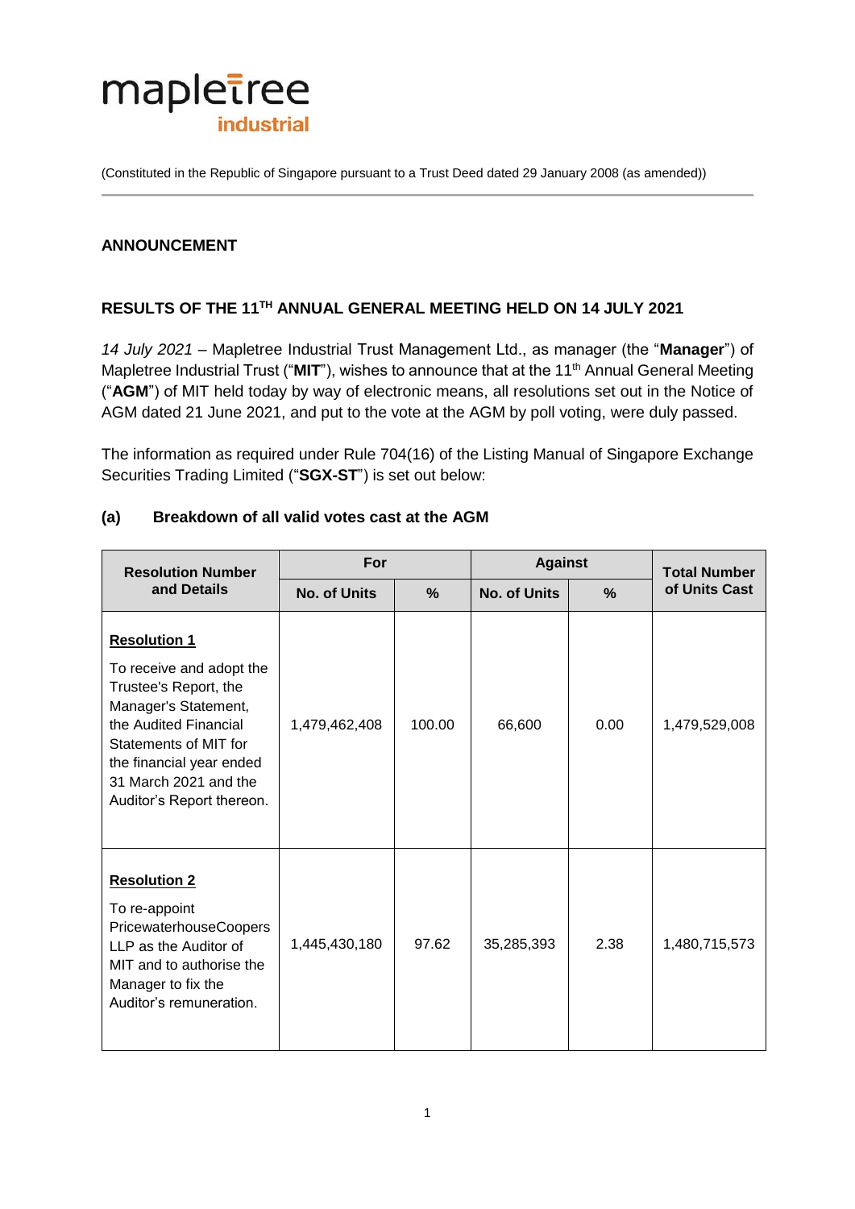mapletree
industrial

(Constituted in the Republic of Singapore pursuant to a Trust Deed dated 29 January 2008 (as amended))

## ANNOUNCEMENT

## RESULTS OF THE 11TH ANNUAL GENERAL MEETING HELD ON 14 JULY 2021

*14 July 2021* – Mapletree Industrial Trust Management Ltd., as manager (the "**Manager**") of Mapletree Industrial Trust ("**MIT**"), wishes to announce that at the 11th Annual General Meeting ("**AGM**") of MIT held today by way of electronic means, all resolutions set out in the Notice of AGM dated 21 June 2021, and put to the vote at the AGM by poll voting, were duly passed.

The information as required under Rule 704(16) of the Listing Manual of Singapore Exchange Securities Trading Limited ("**SGX-ST**") is set out below:

### (a) Breakdown of all valid votes cast at the AGM

| Resolution Number and Details | For | | Against | | Total Number of Units Cast |
|---|---|---|---|---|---|
| | No. of Units | % | No. of Units | % | |
| **Resolution 1**<br>To receive and adopt the Trustee's Report, the Manager's Statement, the Audited Financial Statements of MIT for the financial year ended 31 March 2021 and the Auditor's Report thereon. | 1,479,462,408 | 100.00 | 66,600 | 0.00 | 1,479,529,008 |
| **Resolution 2**<br>To re-appoint PricewaterhouseCoopers LLP as the Auditor of MIT and to authorise the Manager to fix the Auditor's remuneration. | 1,445,430,180 | 97.62 | 35,285,393 | 2.38 | 1,480,715,573 |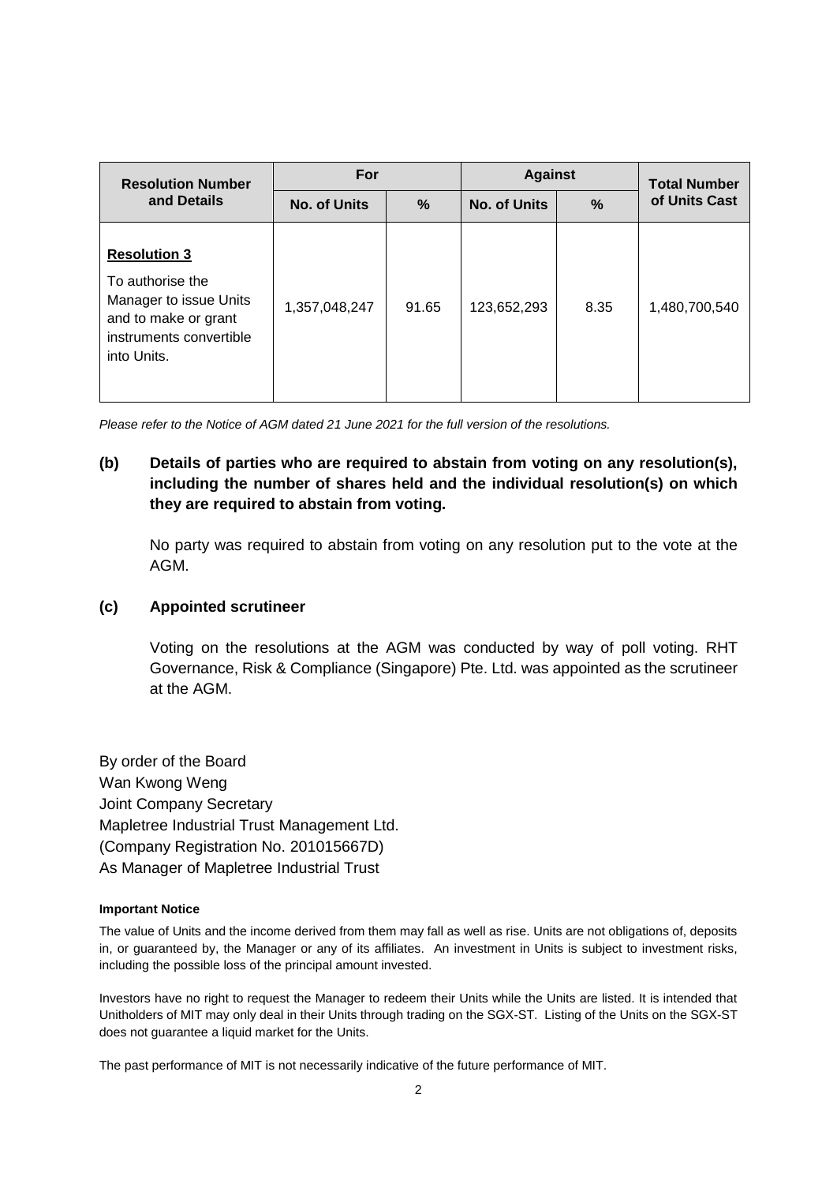| Resolution Number and Details | For | | Against | | Total Number of Units Cast |
|---|---|---|---|---|---|
| | No. of Units | % | No. of Units | % | |
| **Resolution 3**<br>To authorise the Manager to issue Units and to make or grant instruments convertible into Units. | 1,357,048,247 | 91.65 | 123,652,293 | 8.35 | 1,480,700,540 |

*Please refer to the Notice of AGM dated 21 June 2021 for the full version of the resolutions.*

**(b) Details of parties who are required to abstain from voting on any resolution(s), including the number of shares held and the individual resolution(s) on which they are required to abstain from voting.**

No party was required to abstain from voting on any resolution put to the vote at the AGM.

**(c) Appointed scrutineer**

Voting on the resolutions at the AGM was conducted by way of poll voting. RHT Governance, Risk & Compliance (Singapore) Pte. Ltd. was appointed as the scrutineer at the AGM.

By order of the Board
Wan Kwong Weng
Joint Company Secretary
Mapletree Industrial Trust Management Ltd.
(Company Registration No. 201015667D)
As Manager of Mapletree Industrial Trust

**Important Notice**

The value of Units and the income derived from them may fall as well as rise. Units are not obligations of, deposits in, or guaranteed by, the Manager or any of its affiliates. An investment in Units is subject to investment risks, including the possible loss of the principal amount invested.

Investors have no right to request the Manager to redeem their Units while the Units are listed. It is intended that Unitholders of MIT may only deal in their Units through trading on the SGX-ST. Listing of the Units on the SGX-ST does not guarantee a liquid market for the Units.

The past performance of MIT is not necessarily indicative of the future performance of MIT.